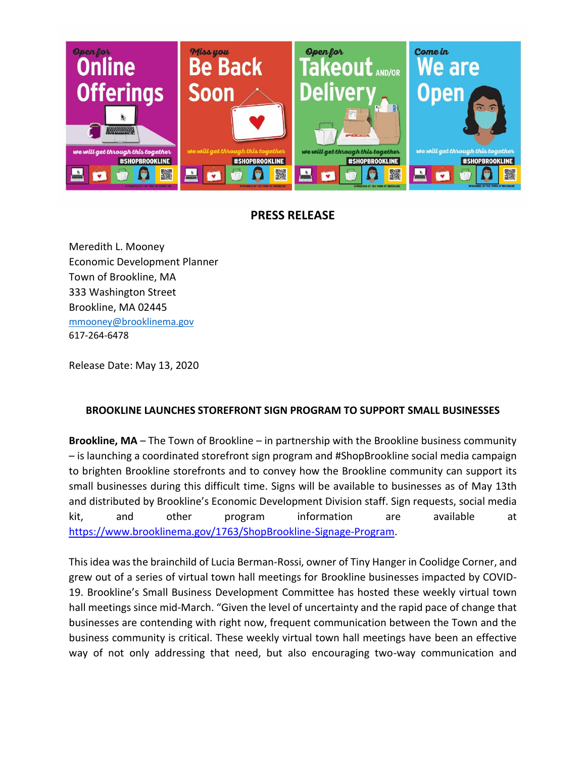## PRESS RELEASE

Meredith L. Mooney
Economic Development Planner
Town of Brookline, MA
333 Washington Street
Brookline, MA 02445
mmooney@brooklinema.gov
617-264-6478

Release Date: May 13, 2020

### BROOKLINE LAUNCHES STOREFRONT SIGN PROGRAM TO SUPPORT SMALL BUSINESSES

**Brookline, MA** – The Town of Brookline – in partnership with the Brookline business community – is launching a coordinated storefront sign program and #ShopBrookline social media campaign to brighten Brookline storefronts and to convey how the Brookline community can support its small businesses during this difficult time. Signs will be available to businesses as of May 13th and distributed by Brookline's Economic Development Division staff. Sign requests, social media kit, and other program information are available at https://www.brooklinema.gov/1763/ShopBrookline-Signage-Program.

This idea was the brainchild of Lucia Berman-Rossi, owner of Tiny Hanger in Coolidge Corner, and grew out of a series of virtual town hall meetings for Brookline businesses impacted by COVID-19. Brookline's Small Business Development Committee has hosted these weekly virtual town hall meetings since mid-March. "Given the level of uncertainty and the rapid pace of change that businesses are contending with right now, frequent communication between the Town and the business community is critical. These weekly virtual town hall meetings have been an effective way of not only addressing that need, but also encouraging two-way communication and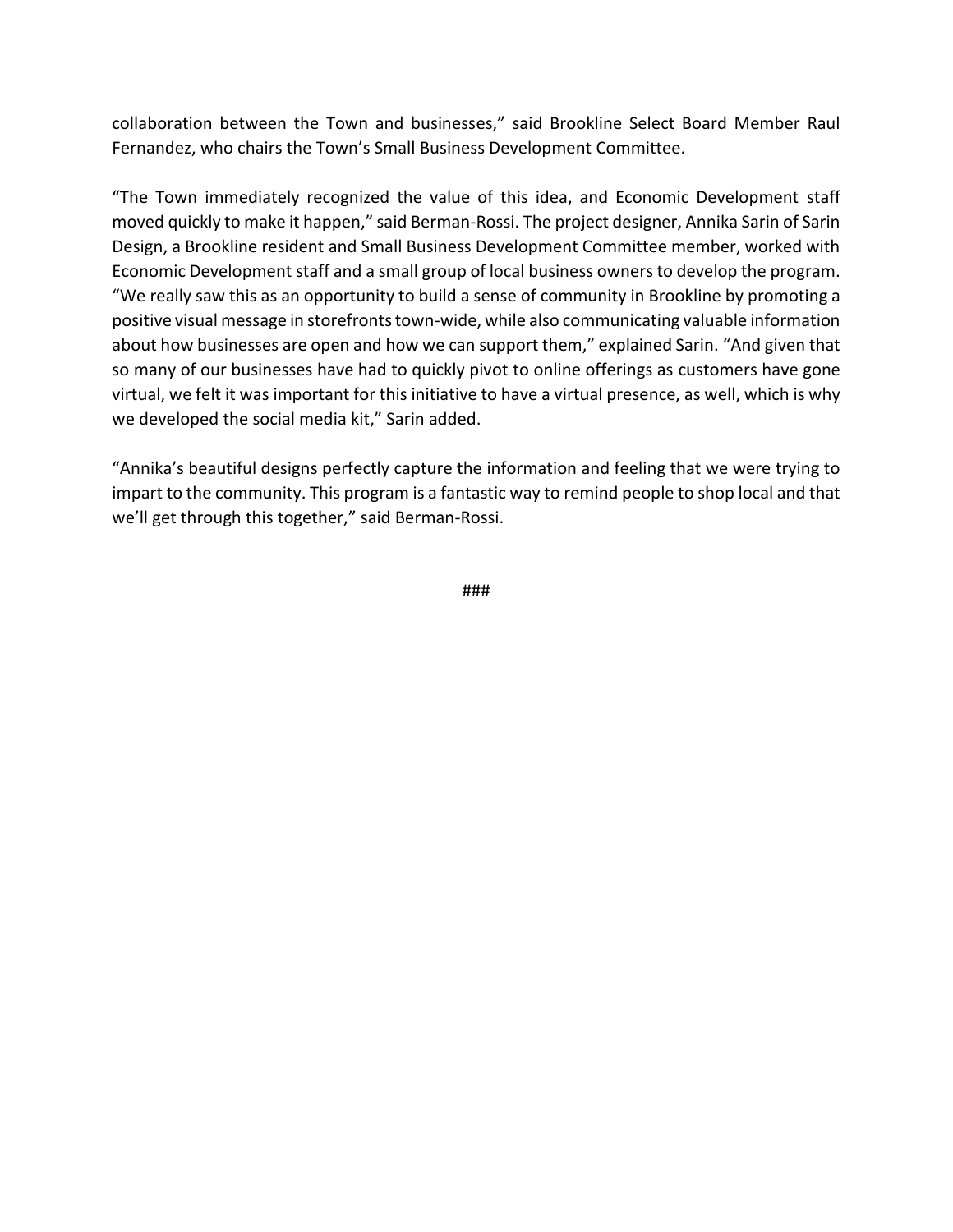collaboration between the Town and businesses," said Brookline Select Board Member Raul Fernandez, who chairs the Town's Small Business Development Committee.

"The Town immediately recognized the value of this idea, and Economic Development staff moved quickly to make it happen," said Berman-Rossi. The project designer, Annika Sarin of Sarin Design, a Brookline resident and Small Business Development Committee member, worked with Economic Development staff and a small group of local business owners to develop the program. "We really saw this as an opportunity to build a sense of community in Brookline by promoting a positive visual message in storefronts town-wide, while also communicating valuable information about how businesses are open and how we can support them," explained Sarin. "And given that so many of our businesses have had to quickly pivot to online offerings as customers have gone virtual, we felt it was important for this initiative to have a virtual presence, as well, which is why we developed the social media kit," Sarin added.

"Annika's beautiful designs perfectly capture the information and feeling that we were trying to impart to the community. This program is a fantastic way to remind people to shop local and that we'll get through this together," said Berman-Rossi.

###